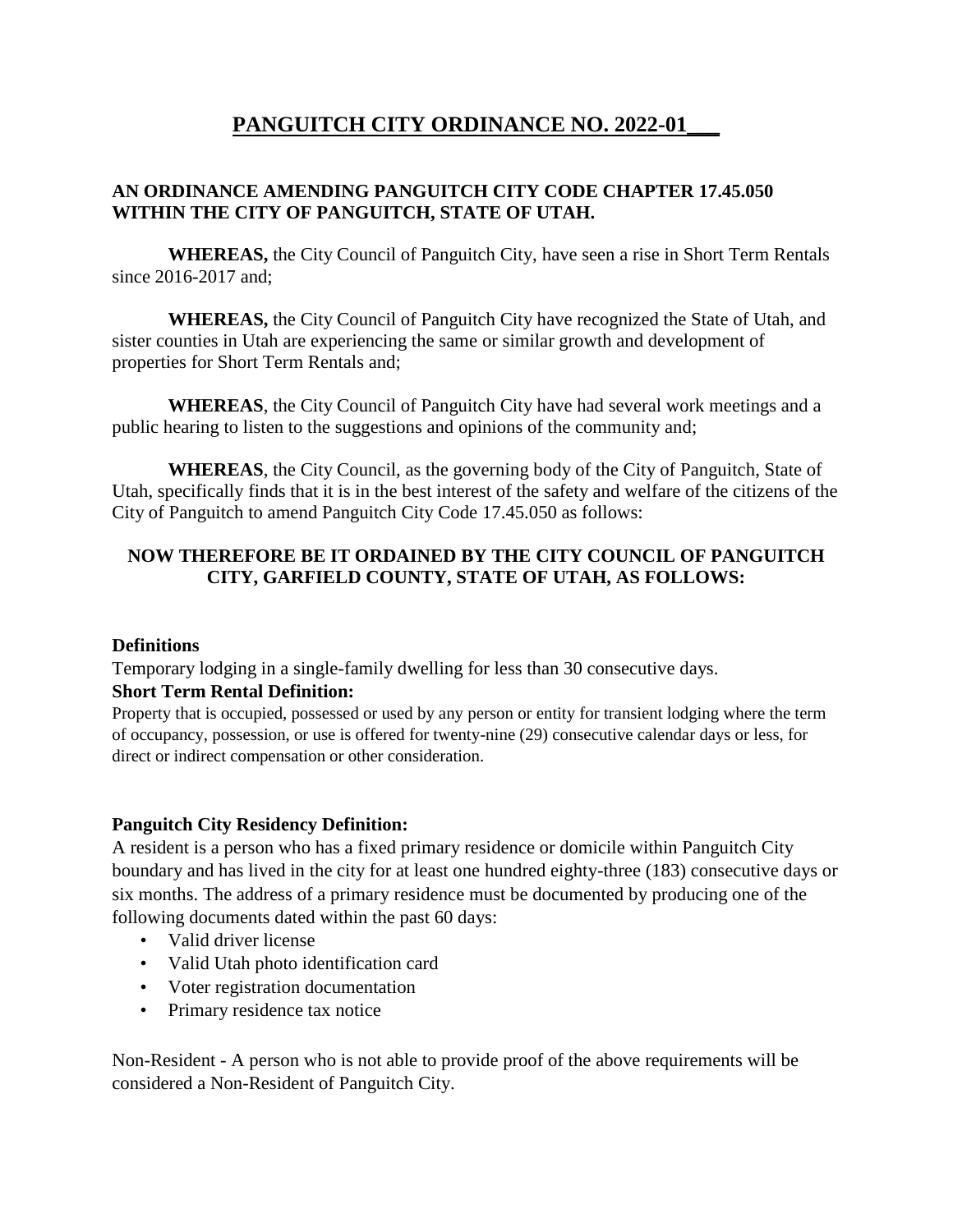# PANGUITCH CITY ORDINANCE NO. 2022-01___

**AN ORDINANCE AMENDING PANGUITCH CITY CODE CHAPTER 17.45.050 WITHIN THE CITY OF PANGUITCH, STATE OF UTAH.**

**WHEREAS,** the City Council of Panguitch City, have seen a rise in Short Term Rentals since 2016-2017 and;

**WHEREAS,** the City Council of Panguitch City have recognized the State of Utah, and sister counties in Utah are experiencing the same or similar growth and development of properties for Short Term Rentals and;

**WHEREAS**, the City Council of Panguitch City have had several work meetings and a public hearing to listen to the suggestions and opinions of the community and;

**WHEREAS**, the City Council, as the governing body of the City of Panguitch, State of Utah, specifically finds that it is in the best interest of the safety and welfare of the citizens of the City of Panguitch to amend Panguitch City Code 17.45.050 as follows:

**NOW THEREFORE BE IT ORDAINED BY THE CITY COUNCIL OF PANGUITCH CITY, GARFIELD COUNTY, STATE OF UTAH, AS FOLLOWS:**

**Definitions**

Temporary lodging in a single-family dwelling for less than 30 consecutive days.

**Short Term Rental Definition:**

Property that is occupied, possessed or used by any person or entity for transient lodging where the term of occupancy, possession, or use is offered for twenty-nine (29) consecutive calendar days or less, for direct or indirect compensation or other consideration.

**Panguitch City Residency Definition:**

A resident is a person who has a fixed primary residence or domicile within Panguitch City boundary and has lived in the city for at least one hundred eighty-three (183) consecutive days or six months. The address of a primary residence must be documented by producing one of the following documents dated within the past 60 days:

- Valid driver license
- Valid Utah photo identification card
- Voter registration documentation
- Primary residence tax notice

Non-Resident - A person who is not able to provide proof of the above requirements will be considered a Non-Resident of Panguitch City.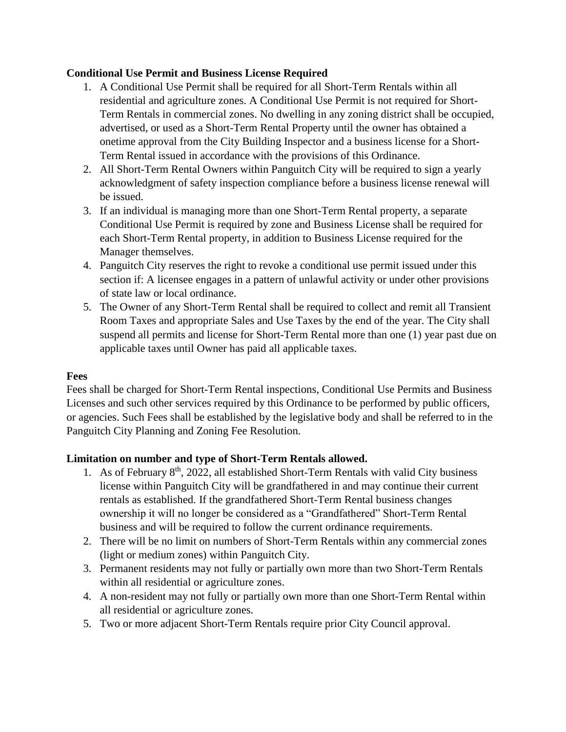**Conditional Use Permit and Business License Required**

1. A Conditional Use Permit shall be required for all Short-Term Rentals within all residential and agriculture zones. A Conditional Use Permit is not required for Short-Term Rentals in commercial zones. No dwelling in any zoning district shall be occupied, advertised, or used as a Short-Term Rental Property until the owner has obtained a onetime approval from the City Building Inspector and a business license for a Short-Term Rental issued in accordance with the provisions of this Ordinance.
2. All Short-Term Rental Owners within Panguitch City will be required to sign a yearly acknowledgment of safety inspection compliance before a business license renewal will be issued.
3. If an individual is managing more than one Short-Term Rental property, a separate Conditional Use Permit is required by zone and Business License shall be required for each Short-Term Rental property, in addition to Business License required for the Manager themselves.
4. Panguitch City reserves the right to revoke a conditional use permit issued under this section if: A licensee engages in a pattern of unlawful activity or under other provisions of state law or local ordinance.
5. The Owner of any Short-Term Rental shall be required to collect and remit all Transient Room Taxes and appropriate Sales and Use Taxes by the end of the year. The City shall suspend all permits and license for Short-Term Rental more than one (1) year past due on applicable taxes until Owner has paid all applicable taxes.

**Fees**

Fees shall be charged for Short-Term Rental inspections, Conditional Use Permits and Business Licenses and such other services required by this Ordinance to be performed by public officers, or agencies. Such Fees shall be established by the legislative body and shall be referred to in the Panguitch City Planning and Zoning Fee Resolution.

**Limitation on number and type of Short-Term Rentals allowed.**

1. As of February 8th, 2022, all established Short-Term Rentals with valid City business license within Panguitch City will be grandfathered in and may continue their current rentals as established. If the grandfathered Short-Term Rental business changes ownership it will no longer be considered as a "Grandfathered" Short-Term Rental business and will be required to follow the current ordinance requirements.
2. There will be no limit on numbers of Short-Term Rentals within any commercial zones (light or medium zones) within Panguitch City.
3. Permanent residents may not fully or partially own more than two Short-Term Rentals within all residential or agriculture zones.
4. A non-resident may not fully or partially own more than one Short-Term Rental within all residential or agriculture zones.
5. Two or more adjacent Short-Term Rentals require prior City Council approval.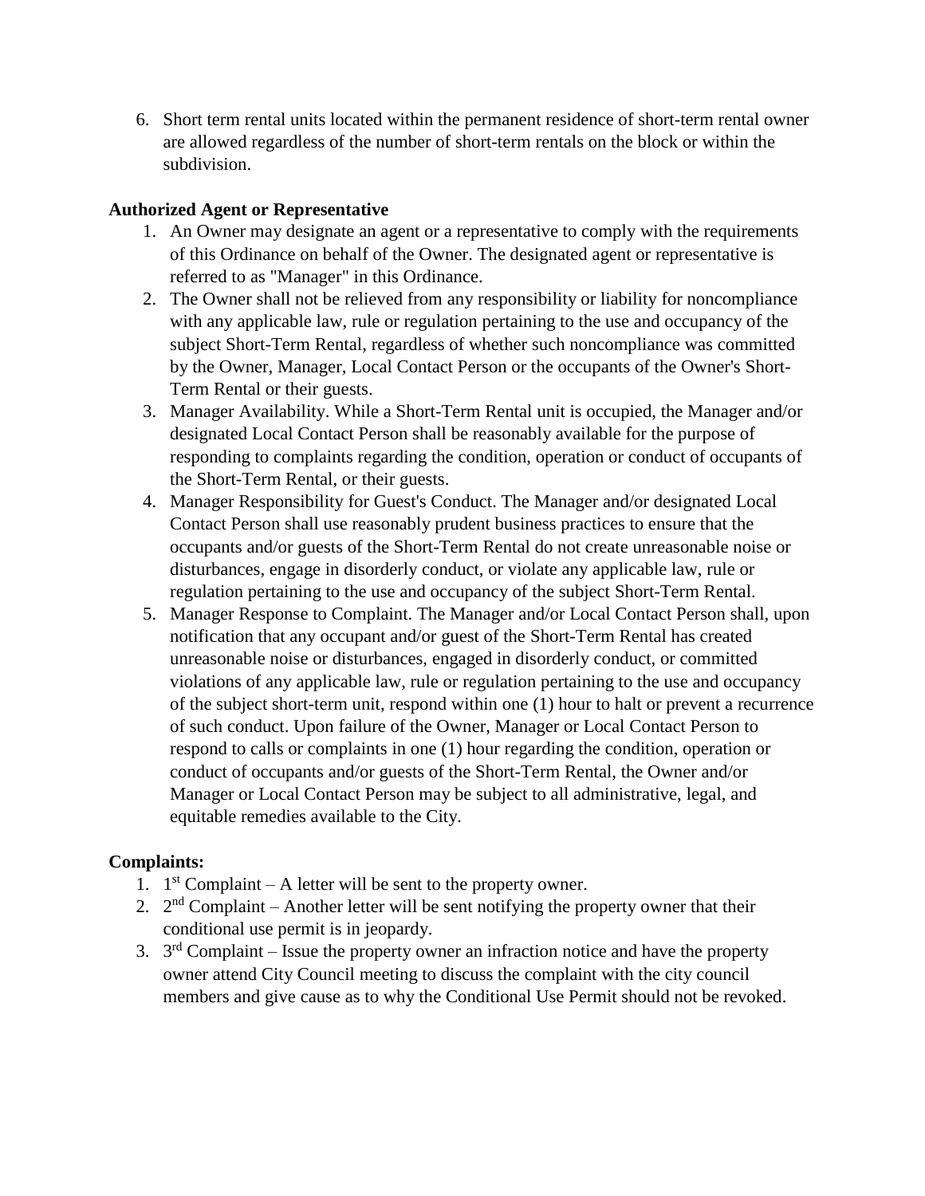6. Short term rental units located within the permanent residence of short-term rental owner are allowed regardless of the number of short-term rentals on the block or within the subdivision.

**Authorized Agent or Representative**

1. An Owner may designate an agent or a representative to comply with the requirements of this Ordinance on behalf of the Owner. The designated agent or representative is referred to as "Manager" in this Ordinance.
2. The Owner shall not be relieved from any responsibility or liability for noncompliance with any applicable law, rule or regulation pertaining to the use and occupancy of the subject Short-Term Rental, regardless of whether such noncompliance was committed by the Owner, Manager, Local Contact Person or the occupants of the Owner's Short-Term Rental or their guests.
3. Manager Availability. While a Short-Term Rental unit is occupied, the Manager and/or designated Local Contact Person shall be reasonably available for the purpose of responding to complaints regarding the condition, operation or conduct of occupants of the Short-Term Rental, or their guests.
4. Manager Responsibility for Guest's Conduct. The Manager and/or designated Local Contact Person shall use reasonably prudent business practices to ensure that the occupants and/or guests of the Short-Term Rental do not create unreasonable noise or disturbances, engage in disorderly conduct, or violate any applicable law, rule or regulation pertaining to the use and occupancy of the subject Short-Term Rental.
5. Manager Response to Complaint. The Manager and/or Local Contact Person shall, upon notification that any occupant and/or guest of the Short-Term Rental has created unreasonable noise or disturbances, engaged in disorderly conduct, or committed violations of any applicable law, rule or regulation pertaining to the use and occupancy of the subject short-term unit, respond within one (1) hour to halt or prevent a recurrence of such conduct. Upon failure of the Owner, Manager or Local Contact Person to respond to calls or complaints in one (1) hour regarding the condition, operation or conduct of occupants and/or guests of the Short-Term Rental, the Owner and/or Manager or Local Contact Person may be subject to all administrative, legal, and equitable remedies available to the City.

**Complaints:**

1. 1st Complaint – A letter will be sent to the property owner.
2. 2nd Complaint – Another letter will be sent notifying the property owner that their conditional use permit is in jeopardy.
3. 3rd Complaint – Issue the property owner an infraction notice and have the property owner attend City Council meeting to discuss the complaint with the city council members and give cause as to why the Conditional Use Permit should not be revoked.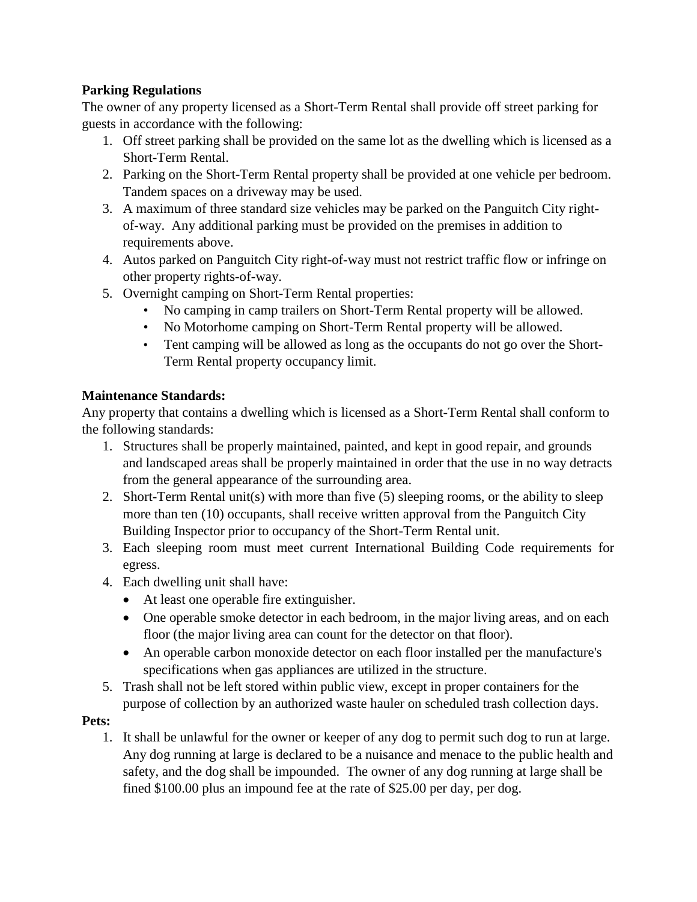**Parking Regulations**

The owner of any property licensed as a Short-Term Rental shall provide off street parking for guests in accordance with the following:

1. Off street parking shall be provided on the same lot as the dwelling which is licensed as a Short-Term Rental.
2. Parking on the Short-Term Rental property shall be provided at one vehicle per bedroom. Tandem spaces on a driveway may be used.
3. A maximum of three standard size vehicles may be parked on the Panguitch City right-of-way. Any additional parking must be provided on the premises in addition to requirements above.
4. Autos parked on Panguitch City right-of-way must not restrict traffic flow or infringe on other property rights-of-way.
5. Overnight camping on Short-Term Rental properties:
   - No camping in camp trailers on Short-Term Rental property will be allowed.
   - No Motorhome camping on Short-Term Rental property will be allowed.
   - Tent camping will be allowed as long as the occupants do not go over the Short-Term Rental property occupancy limit.

**Maintenance Standards:**

Any property that contains a dwelling which is licensed as a Short-Term Rental shall conform to the following standards:

1. Structures shall be properly maintained, painted, and kept in good repair, and grounds and landscaped areas shall be properly maintained in order that the use in no way detracts from the general appearance of the surrounding area.
2. Short-Term Rental unit(s) with more than five (5) sleeping rooms, or the ability to sleep more than ten (10) occupants, shall receive written approval from the Panguitch City Building Inspector prior to occupancy of the Short-Term Rental unit.
3. Each sleeping room must meet current International Building Code requirements for egress.
4. Each dwelling unit shall have:
   - At least one operable fire extinguisher.
   - One operable smoke detector in each bedroom, in the major living areas, and on each floor (the major living area can count for the detector on that floor).
   - An operable carbon monoxide detector on each floor installed per the manufacture's specifications when gas appliances are utilized in the structure.
5. Trash shall not be left stored within public view, except in proper containers for the purpose of collection by an authorized waste hauler on scheduled trash collection days.

**Pets:**

1. It shall be unlawful for the owner or keeper of any dog to permit such dog to run at large. Any dog running at large is declared to be a nuisance and menace to the public health and safety, and the dog shall be impounded. The owner of any dog running at large shall be fined $100.00 plus an impound fee at the rate of $25.00 per day, per dog.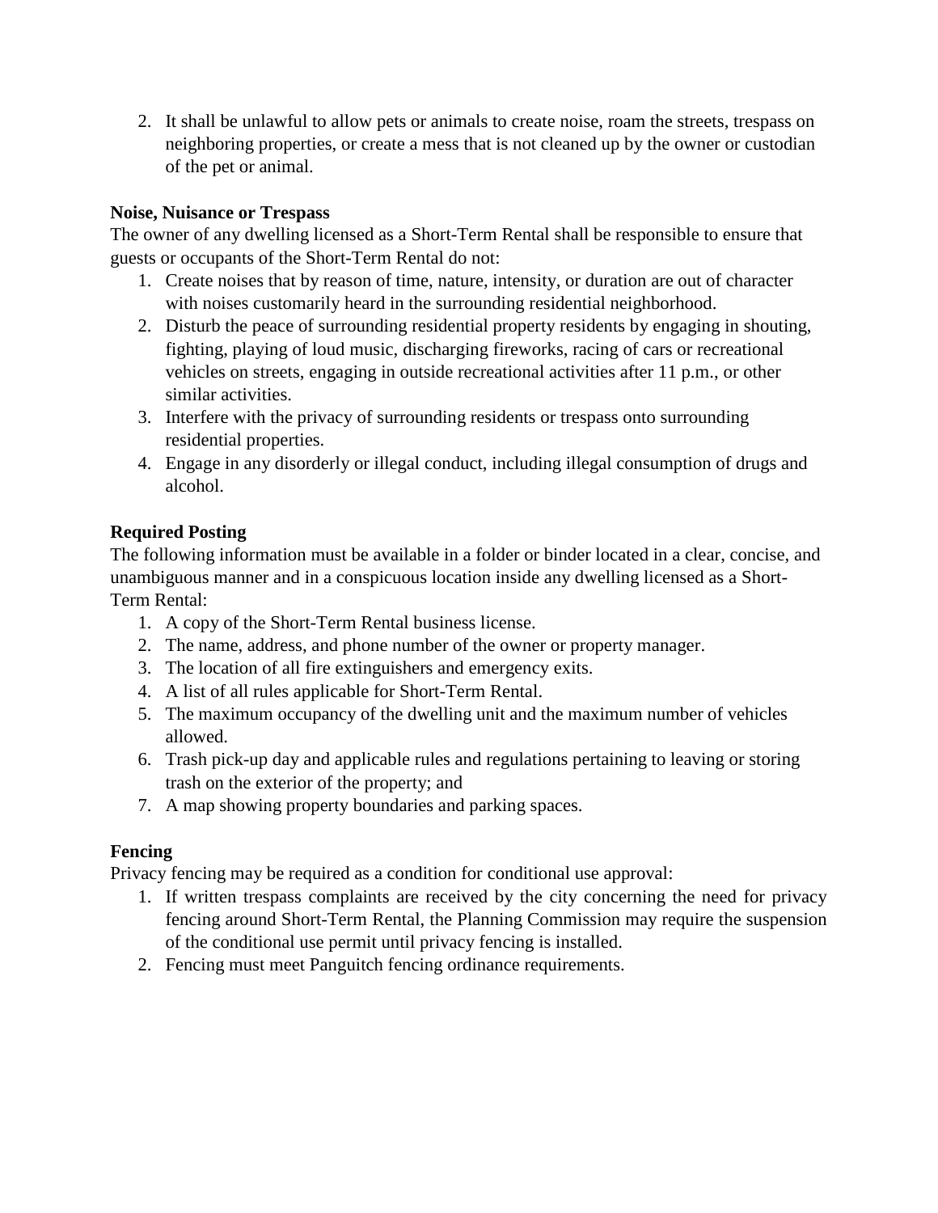2. It shall be unlawful to allow pets or animals to create noise, roam the streets, trespass on neighboring properties, or create a mess that is not cleaned up by the owner or custodian of the pet or animal.

**Noise, Nuisance or Trespass**

The owner of any dwelling licensed as a Short-Term Rental shall be responsible to ensure that guests or occupants of the Short-Term Rental do not:

1. Create noises that by reason of time, nature, intensity, or duration are out of character with noises customarily heard in the surrounding residential neighborhood.
2. Disturb the peace of surrounding residential property residents by engaging in shouting, fighting, playing of loud music, discharging fireworks, racing of cars or recreational vehicles on streets, engaging in outside recreational activities after 11 p.m., or other similar activities.
3. Interfere with the privacy of surrounding residents or trespass onto surrounding residential properties.
4. Engage in any disorderly or illegal conduct, including illegal consumption of drugs and alcohol.

**Required Posting**

The following information must be available in a folder or binder located in a clear, concise, and unambiguous manner and in a conspicuous location inside any dwelling licensed as a Short-Term Rental:

1. A copy of the Short-Term Rental business license.
2. The name, address, and phone number of the owner or property manager.
3. The location of all fire extinguishers and emergency exits.
4. A list of all rules applicable for Short-Term Rental.
5. The maximum occupancy of the dwelling unit and the maximum number of vehicles allowed.
6. Trash pick-up day and applicable rules and regulations pertaining to leaving or storing trash on the exterior of the property; and
7. A map showing property boundaries and parking spaces.

**Fencing**

Privacy fencing may be required as a condition for conditional use approval:

1. If written trespass complaints are received by the city concerning the need for privacy fencing around Short-Term Rental, the Planning Commission may require the suspension of the conditional use permit until privacy fencing is installed.
2. Fencing must meet Panguitch fencing ordinance requirements.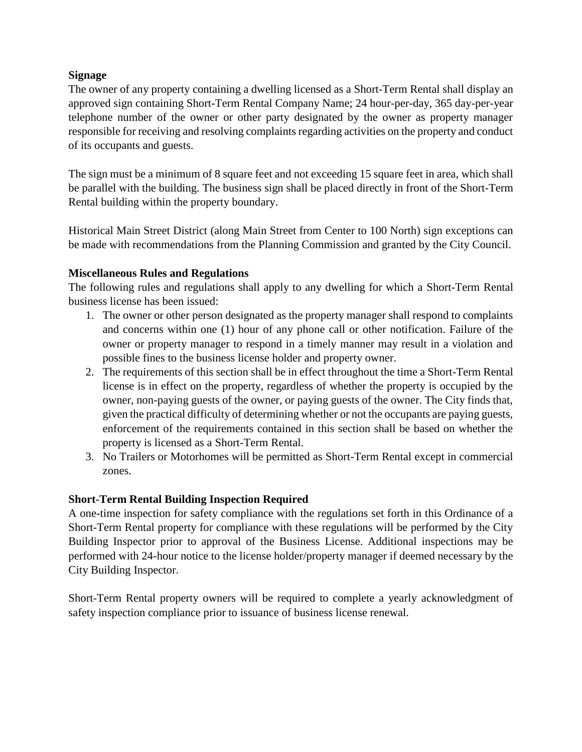**Signage**

The owner of any property containing a dwelling licensed as a Short-Term Rental shall display an approved sign containing Short-Term Rental Company Name; 24 hour-per-day, 365 day-per-year telephone number of the owner or other party designated by the owner as property manager responsible for receiving and resolving complaints regarding activities on the property and conduct of its occupants and guests.

The sign must be a minimum of 8 square feet and not exceeding 15 square feet in area, which shall be parallel with the building. The business sign shall be placed directly in front of the Short-Term Rental building within the property boundary.

Historical Main Street District (along Main Street from Center to 100 North) sign exceptions can be made with recommendations from the Planning Commission and granted by the City Council.

**Miscellaneous Rules and Regulations**

The following rules and regulations shall apply to any dwelling for which a Short-Term Rental business license has been issued:

1. The owner or other person designated as the property manager shall respond to complaints and concerns within one (1) hour of any phone call or other notification. Failure of the owner or property manager to respond in a timely manner may result in a violation and possible fines to the business license holder and property owner.
2. The requirements of this section shall be in effect throughout the time a Short-Term Rental license is in effect on the property, regardless of whether the property is occupied by the owner, non-paying guests of the owner, or paying guests of the owner. The City finds that, given the practical difficulty of determining whether or not the occupants are paying guests, enforcement of the requirements contained in this section shall be based on whether the property is licensed as a Short-Term Rental.
3. No Trailers or Motorhomes will be permitted as Short-Term Rental except in commercial zones.

**Short-Term Rental Building Inspection Required**

A one-time inspection for safety compliance with the regulations set forth in this Ordinance of a Short-Term Rental property for compliance with these regulations will be performed by the City Building Inspector prior to approval of the Business License. Additional inspections may be performed with 24-hour notice to the license holder/property manager if deemed necessary by the City Building Inspector.

Short-Term Rental property owners will be required to complete a yearly acknowledgment of safety inspection compliance prior to issuance of business license renewal.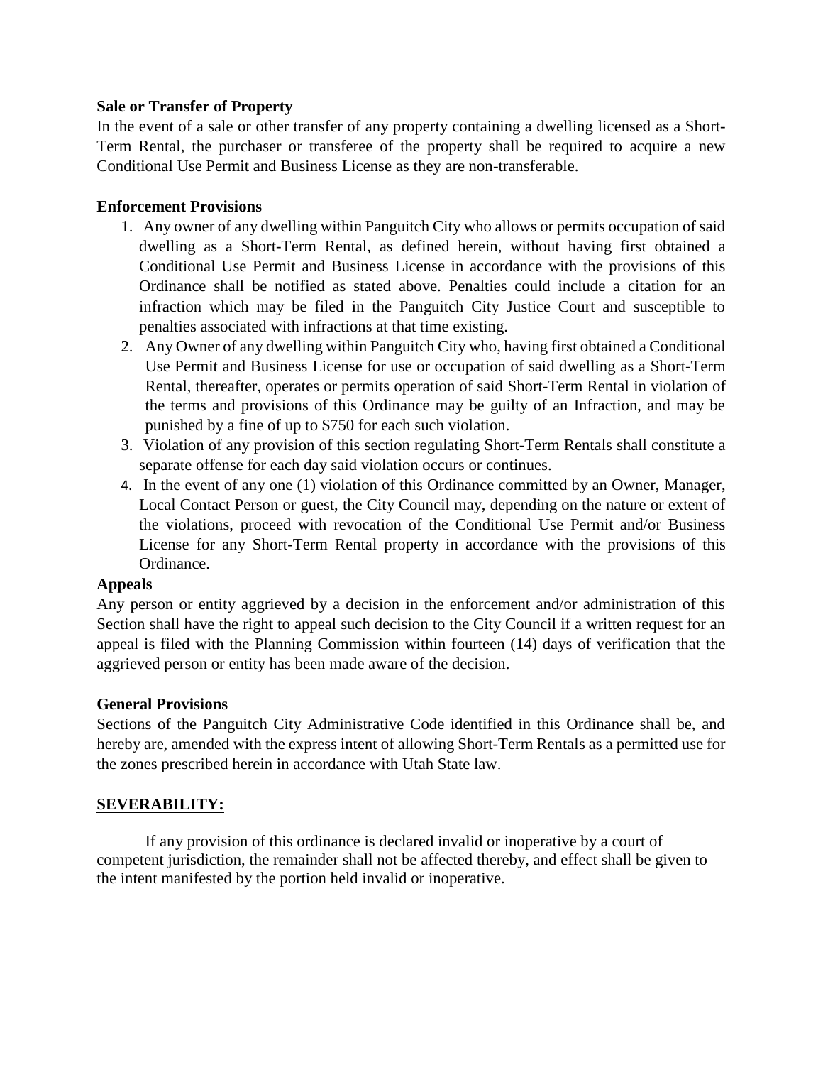**Sale or Transfer of Property**

In the event of a sale or other transfer of any property containing a dwelling licensed as a Short-Term Rental, the purchaser or transferee of the property shall be required to acquire a new Conditional Use Permit and Business License as they are non-transferable.

**Enforcement Provisions**

1. Any owner of any dwelling within Panguitch City who allows or permits occupation of said dwelling as a Short-Term Rental, as defined herein, without having first obtained a Conditional Use Permit and Business License in accordance with the provisions of this Ordinance shall be notified as stated above. Penalties could include a citation for an infraction which may be filed in the Panguitch City Justice Court and susceptible to penalties associated with infractions at that time existing.
2. Any Owner of any dwelling within Panguitch City who, having first obtained a Conditional Use Permit and Business License for use or occupation of said dwelling as a Short-Term Rental, thereafter, operates or permits operation of said Short-Term Rental in violation of the terms and provisions of this Ordinance may be guilty of an Infraction, and may be punished by a fine of up to $750 for each such violation.
3. Violation of any provision of this section regulating Short-Term Rentals shall constitute a separate offense for each day said violation occurs or continues.
4. In the event of any one (1) violation of this Ordinance committed by an Owner, Manager, Local Contact Person or guest, the City Council may, depending on the nature or extent of the violations, proceed with revocation of the Conditional Use Permit and/or Business License for any Short-Term Rental property in accordance with the provisions of this Ordinance.

**Appeals**

Any person or entity aggrieved by a decision in the enforcement and/or administration of this Section shall have the right to appeal such decision to the City Council if a written request for an appeal is filed with the Planning Commission within fourteen (14) days of verification that the aggrieved person or entity has been made aware of the decision.

**General Provisions**

Sections of the Panguitch City Administrative Code identified in this Ordinance shall be, and hereby are, amended with the express intent of allowing Short-Term Rentals as a permitted use for the zones prescribed herein in accordance with Utah State law.

**SEVERABILITY:**

If any provision of this ordinance is declared invalid or inoperative by a court of competent jurisdiction, the remainder shall not be affected thereby, and effect shall be given to the intent manifested by the portion held invalid or inoperative.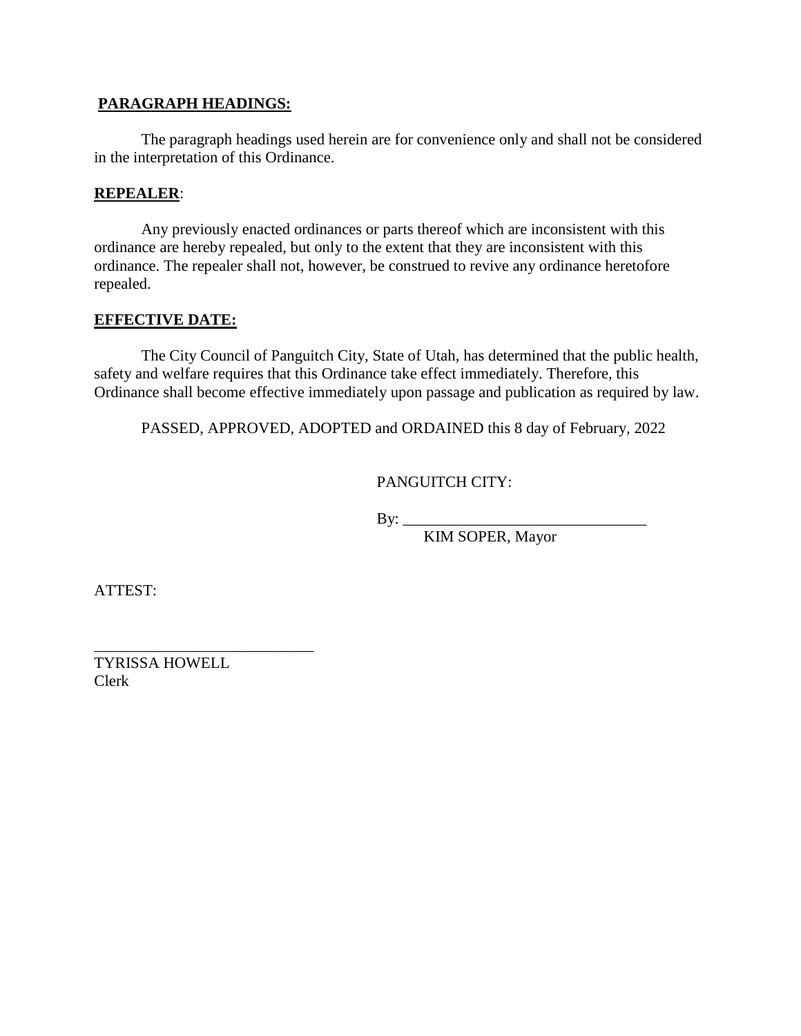**PARAGRAPH HEADINGS:**

The paragraph headings used herein are for convenience only and shall not be considered in the interpretation of this Ordinance.

**REPEALER**:

Any previously enacted ordinances or parts thereof which are inconsistent with this ordinance are hereby repealed, but only to the extent that they are inconsistent with this ordinance. The repealer shall not, however, be construed to revive any ordinance heretofore repealed.

**EFFECTIVE DATE:**

The City Council of Panguitch City, State of Utah, has determined that the public health, safety and welfare requires that this Ordinance take effect immediately. Therefore, this Ordinance shall become effective immediately upon passage and publication as required by law.

PASSED, APPROVED, ADOPTED and ORDAINED this 8 day of February, 2022

PANGUITCH CITY:

By: _______________________________
KIM SOPER, Mayor

ATTEST:

____________________________
TYRISSA HOWELL
Clerk